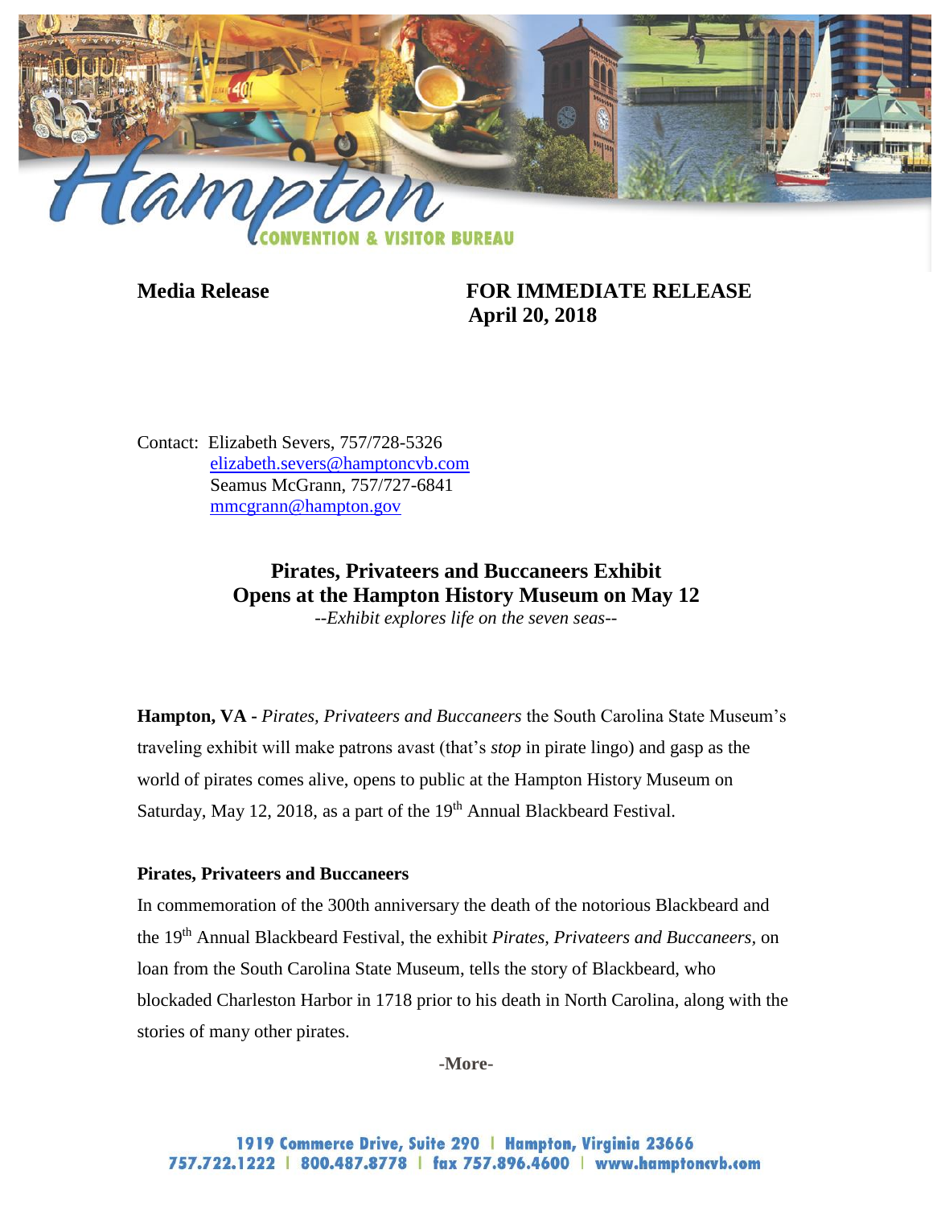**Media Release** **FOR IMMEDIATE RELEASE**
**April 20, 2018**

Contact: Elizabeth Severs, 757/728-5326
elizabeth.severs@hamptoncvb.com
Seamus McGrann, 757/727-6841
mmcgrann@hampton.gov

# Pirates, Privateers and Buccaneers Exhibit Opens at the Hampton History Museum on May 12

*--Exhibit explores life on the seven seas--*

**Hampton, VA -** *Pirates, Privateers and Buccaneers* the South Carolina State Museum's traveling exhibit will make patrons avast (that's *stop* in pirate lingo) and gasp as the world of pirates comes alive, opens to public at the Hampton History Museum on Saturday, May 12, 2018, as a part of the 19th Annual Blackbeard Festival.

**Pirates, Privateers and Buccaneers**

In commemoration of the 300th anniversary the death of the notorious Blackbeard and the 19th Annual Blackbeard Festival, the exhibit *Pirates, Privateers and Buccaneers,* on loan from the South Carolina State Museum, tells the story of Blackbeard, who blockaded Charleston Harbor in 1718 prior to his death in North Carolina, along with the stories of many other pirates.

-More-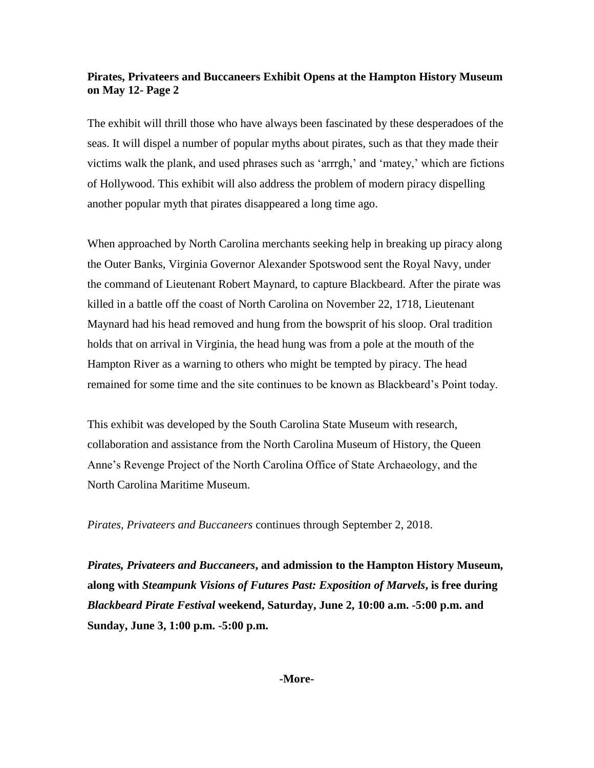**Pirates, Privateers and Buccaneers Exhibit Opens at the Hampton History Museum on May 12- Page 2**

The exhibit will thrill those who have always been fascinated by these desperadoes of the seas. It will dispel a number of popular myths about pirates, such as that they made their victims walk the plank, and used phrases such as 'arrrgh,' and 'matey,' which are fictions of Hollywood. This exhibit will also address the problem of modern piracy dispelling another popular myth that pirates disappeared a long time ago.

When approached by North Carolina merchants seeking help in breaking up piracy along the Outer Banks, Virginia Governor Alexander Spotswood sent the Royal Navy, under the command of Lieutenant Robert Maynard, to capture Blackbeard. After the pirate was killed in a battle off the coast of North Carolina on November 22, 1718, Lieutenant Maynard had his head removed and hung from the bowsprit of his sloop. Oral tradition holds that on arrival in Virginia, the head hung was from a pole at the mouth of the Hampton River as a warning to others who might be tempted by piracy. The head remained for some time and the site continues to be known as Blackbeard's Point today.

This exhibit was developed by the South Carolina State Museum with research, collaboration and assistance from the North Carolina Museum of History, the Queen Anne's Revenge Project of the North Carolina Office of State Archaeology, and the North Carolina Maritime Museum.

*Pirates, Privateers and Buccaneers* continues through September 2, 2018.

***Pirates, Privateers and Buccaneers*, and admission to the Hampton History Museum, along with *Steampunk Visions of Futures Past: Exposition of Marvels*, is free during *Blackbeard Pirate Festival* weekend, Saturday, June 2, 10:00 a.m. -5:00 p.m. and Sunday, June 3, 1:00 p.m. -5:00 p.m.**

**-More-**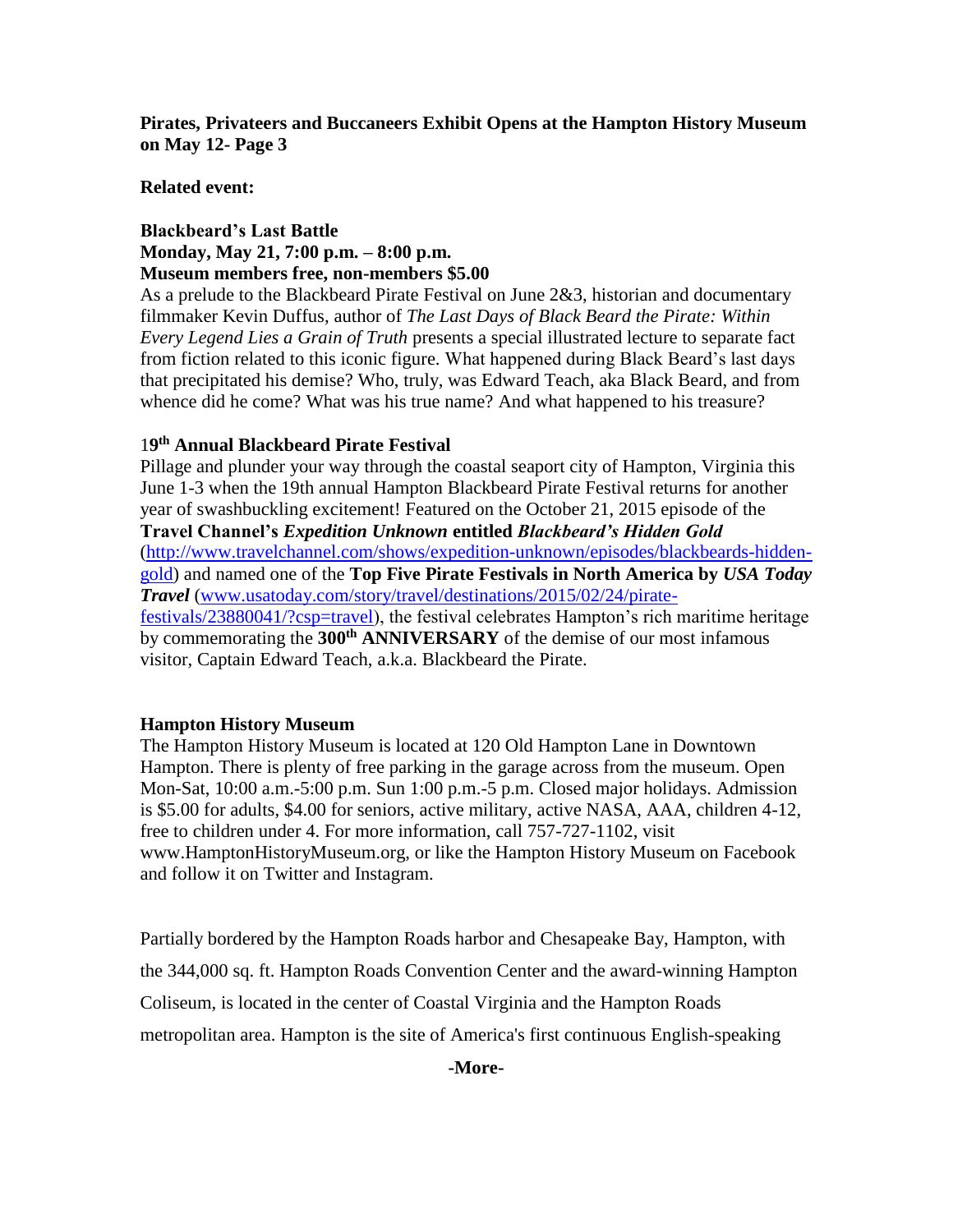**Pirates, Privateers and Buccaneers Exhibit Opens at the Hampton History Museum on May 12- Page 3**

**Related event:**

**Blackbeard's Last Battle**
**Monday, May 21, 7:00 p.m. – 8:00 p.m.**
**Museum members free, non-members $5.00**

As a prelude to the Blackbeard Pirate Festival on June 2&3, historian and documentary filmmaker Kevin Duffus, author of *The Last Days of Black Beard the Pirate: Within Every Legend Lies a Grain of Truth* presents a special illustrated lecture to separate fact from fiction related to this iconic figure. What happened during Black Beard's last days that precipitated his demise? Who, truly, was Edward Teach, aka Black Beard, and from whence did he come? What was his true name? And what happened to his treasure?

**19th Annual Blackbeard Pirate Festival**

Pillage and plunder your way through the coastal seaport city of Hampton, Virginia this June 1-3 when the 19th annual Hampton Blackbeard Pirate Festival returns for another year of swashbuckling excitement! Featured on the October 21, 2015 episode of the **Travel Channel's *Expedition Unknown* entitled *Blackbeard's Hidden Gold*** (http://www.travelchannel.com/shows/expedition-unknown/episodes/blackbeards-hidden-gold) and named one of the **Top Five Pirate Festivals in North America by *USA Today Travel*** (www.usatoday.com/story/travel/destinations/2015/02/24/pirate-festivals/23880041/?csp=travel), the festival celebrates Hampton's rich maritime heritage by commemorating the **300th ANNIVERSARY** of the demise of our most infamous visitor, Captain Edward Teach, a.k.a. Blackbeard the Pirate.

**Hampton History Museum**

The Hampton History Museum is located at 120 Old Hampton Lane in Downtown Hampton. There is plenty of free parking in the garage across from the museum. Open Mon-Sat, 10:00 a.m.-5:00 p.m. Sun 1:00 p.m.-5 p.m. Closed major holidays. Admission is $5.00 for adults, $4.00 for seniors, active military, active NASA, AAA, children 4-12, free to children under 4. For more information, call 757-727-1102, visit www.HamptonHistoryMuseum.org, or like the Hampton History Museum on Facebook and follow it on Twitter and Instagram.

Partially bordered by the Hampton Roads harbor and Chesapeake Bay, Hampton, with the 344,000 sq. ft. Hampton Roads Convention Center and the award-winning Hampton Coliseum, is located in the center of Coastal Virginia and the Hampton Roads metropolitan area. Hampton is the site of America's first continuous English-speaking

-More-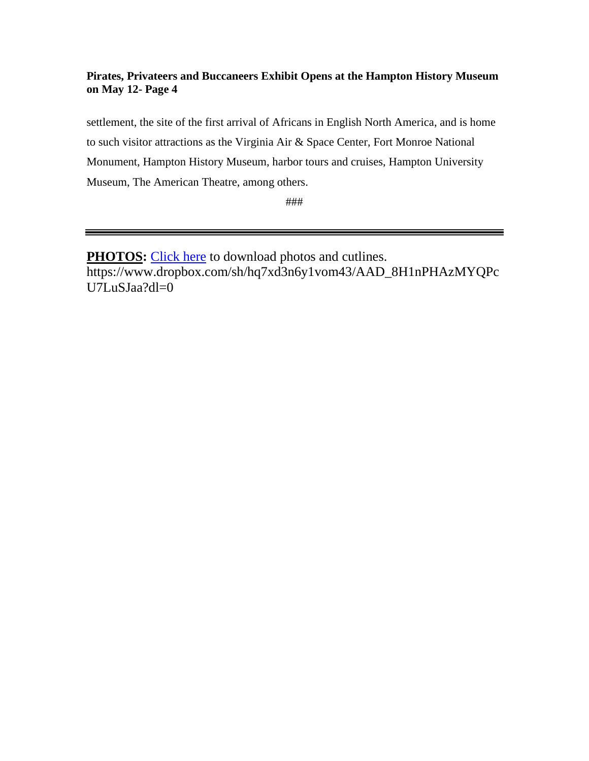settlement, the site of the first arrival of Africans in English North America, and is home to such visitor attractions as the Virginia Air & Space Center, Fort Monroe National Monument, Hampton History Museum, harbor tours and cruises, Hampton University Museum, The American Theatre, among others.

###

---

**PHOTOS:** Click here to download photos and cutlines.
https://www.dropbox.com/sh/hq7xd3n6y1vom43/AAD_8H1nPHAzMYQPcU7LuSJaa?dl=0